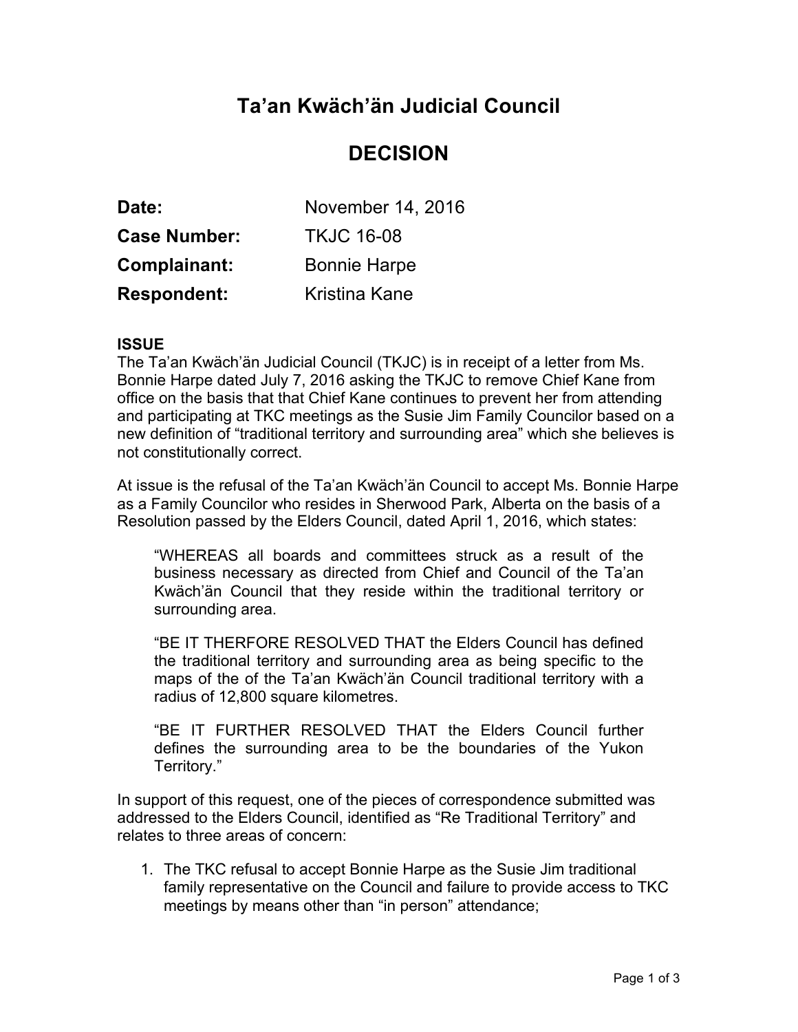# Ta'an Kwäch'än Judicial Council

# DECISION

**Date:** November 14, 2016

**Case Number:** TKJC 16-08

**Complainant:** Bonnie Harpe

**Respondent:** Kristina Kane

### ISSUE

The Ta'an Kwäch'än Judicial Council (TKJC) is in receipt of a letter from Ms. Bonnie Harpe dated July 7, 2016 asking the TKJC to remove Chief Kane from office on the basis that that Chief Kane continues to prevent her from attending and participating at TKC meetings as the Susie Jim Family Councilor based on a new definition of "traditional territory and surrounding area" which she believes is not constitutionally correct.

At issue is the refusal of the Ta'an Kwäch'än Council to accept Ms. Bonnie Harpe as a Family Councilor who resides in Sherwood Park, Alberta on the basis of a Resolution passed by the Elders Council, dated April 1, 2016, which states:

> "WHEREAS all boards and committees struck as a result of the business necessary as directed from Chief and Council of the Ta'an Kwäch'än Council that they reside within the traditional territory or surrounding area.
>
> "BE IT THERFORE RESOLVED THAT the Elders Council has defined the traditional territory and surrounding area as being specific to the maps of the of the Ta'an Kwäch'än Council traditional territory with a radius of 12,800 square kilometres.
>
> "BE IT FURTHER RESOLVED THAT the Elders Council further defines the surrounding area to be the boundaries of the Yukon Territory."

In support of this request, one of the pieces of correspondence submitted was addressed to the Elders Council, identified as "Re Traditional Territory" and relates to three areas of concern:

1. The TKC refusal to accept Bonnie Harpe as the Susie Jim traditional family representative on the Council and failure to provide access to TKC meetings by means other than "in person" attendance;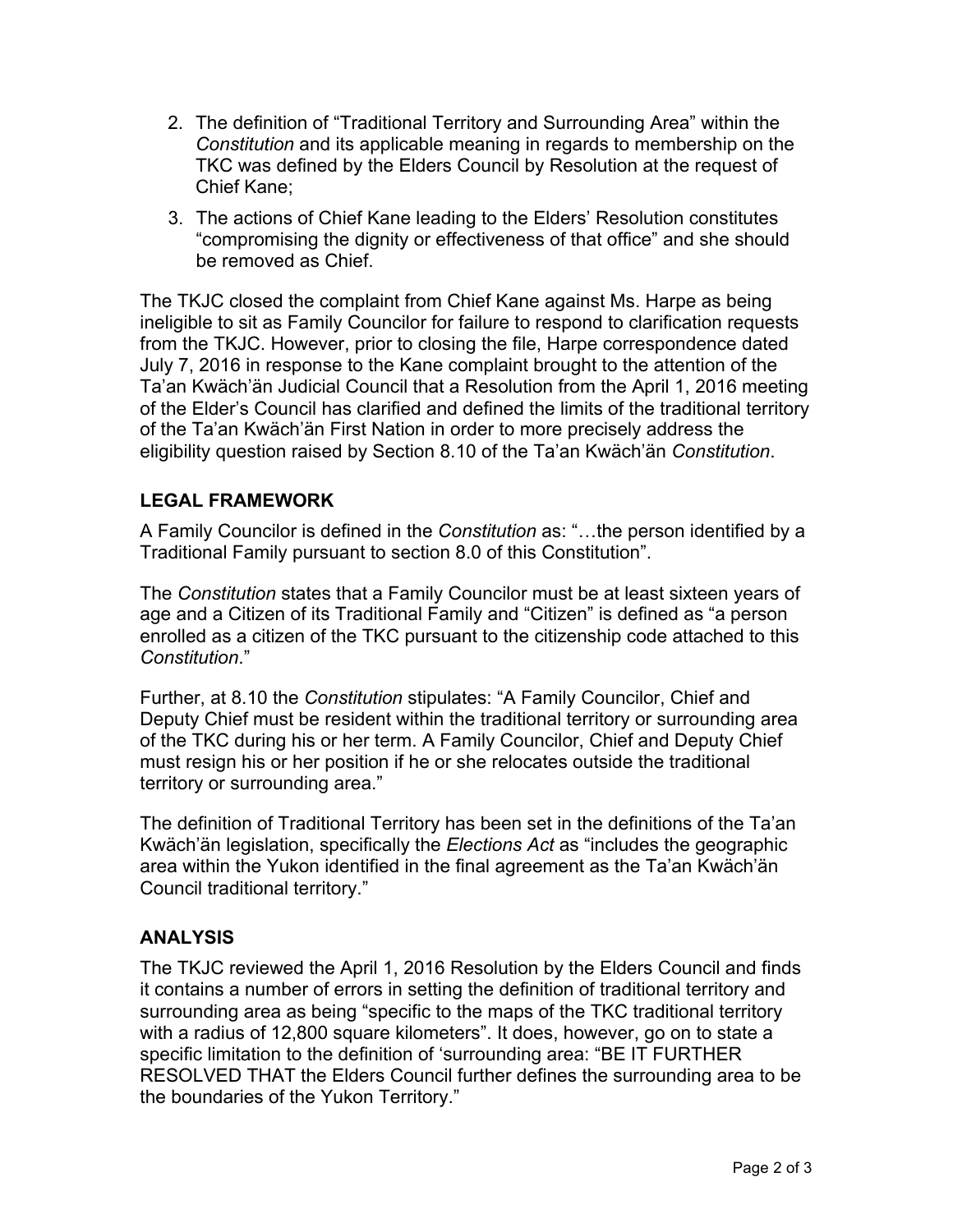2. The definition of "Traditional Territory and Surrounding Area" within the *Constitution* and its applicable meaning in regards to membership on the TKC was defined by the Elders Council by Resolution at the request of Chief Kane;
3. The actions of Chief Kane leading to the Elders' Resolution constitutes "compromising the dignity or effectiveness of that office" and she should be removed as Chief.

The TKJC closed the complaint from Chief Kane against Ms. Harpe as being ineligible to sit as Family Councilor for failure to respond to clarification requests from the TKJC. However, prior to closing the file, Harpe correspondence dated July 7, 2016 in response to the Kane complaint brought to the attention of the Ta'an Kwäch'än Judicial Council that a Resolution from the April 1, 2016 meeting of the Elder's Council has clarified and defined the limits of the traditional territory of the Ta'an Kwäch'än First Nation in order to more precisely address the eligibility question raised by Section 8.10 of the Ta'an Kwäch'än *Constitution*.

## LEGAL FRAMEWORK

A Family Councilor is defined in the *Constitution* as: "…the person identified by a Traditional Family pursuant to section 8.0 of this Constitution".

The *Constitution* states that a Family Councilor must be at least sixteen years of age and a Citizen of its Traditional Family and "Citizen" is defined as "a person enrolled as a citizen of the TKC pursuant to the citizenship code attached to this *Constitution*."

Further, at 8.10 the *Constitution* stipulates: "A Family Councilor, Chief and Deputy Chief must be resident within the traditional territory or surrounding area of the TKC during his or her term. A Family Councilor, Chief and Deputy Chief must resign his or her position if he or she relocates outside the traditional territory or surrounding area."

The definition of Traditional Territory has been set in the definitions of the Ta'an Kwäch'än legislation, specifically the *Elections Act* as "includes the geographic area within the Yukon identified in the final agreement as the Ta'an Kwäch'än Council traditional territory."

## ANALYSIS

The TKJC reviewed the April 1, 2016 Resolution by the Elders Council and finds it contains a number of errors in setting the definition of traditional territory and surrounding area as being "specific to the maps of the TKC traditional territory with a radius of 12,800 square kilometers". It does, however, go on to state a specific limitation to the definition of 'surrounding area: "BE IT FURTHER RESOLVED THAT the Elders Council further defines the surrounding area to be the boundaries of the Yukon Territory."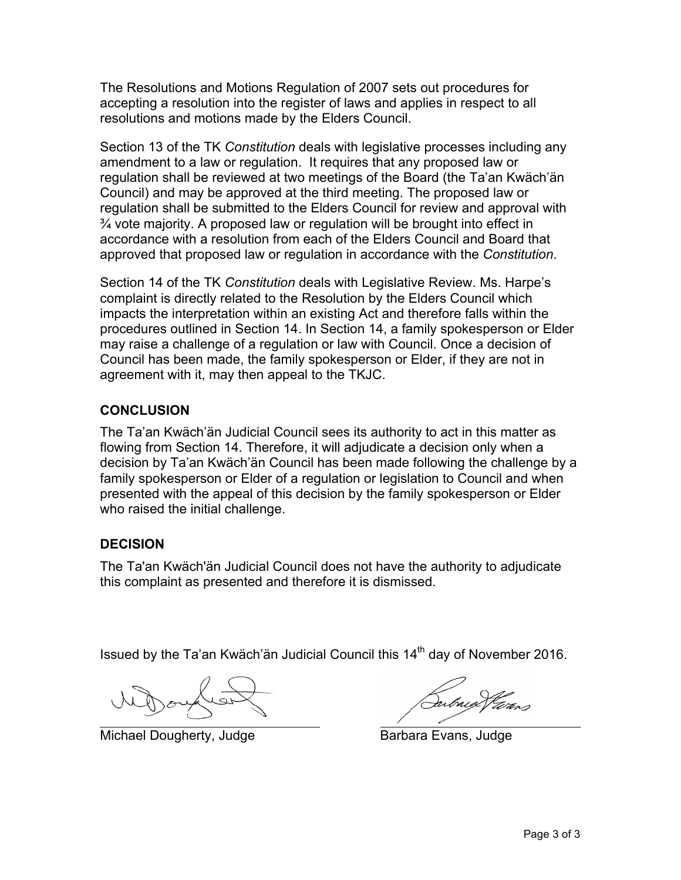The Resolutions and Motions Regulation of 2007 sets out procedures for accepting a resolution into the register of laws and applies in respect to all resolutions and motions made by the Elders Council.

Section 13 of the TK *Constitution* deals with legislative processes including any amendment to a law or regulation. It requires that any proposed law or regulation shall be reviewed at two meetings of the Board (the Ta'an Kwäch'än Council) and may be approved at the third meeting. The proposed law or regulation shall be submitted to the Elders Council for review and approval with ¾ vote majority. A proposed law or regulation will be brought into effect in accordance with a resolution from each of the Elders Council and Board that approved that proposed law or regulation in accordance with the *Constitution*.

Section 14 of the TK *Constitution* deals with Legislative Review. Ms. Harpe's complaint is directly related to the Resolution by the Elders Council which impacts the interpretation within an existing Act and therefore falls within the procedures outlined in Section 14. In Section 14, a family spokesperson or Elder may raise a challenge of a regulation or law with Council. Once a decision of Council has been made, the family spokesperson or Elder, if they are not in agreement with it, may then appeal to the TKJC.

## CONCLUSION

The Ta'an Kwäch'än Judicial Council sees its authority to act in this matter as flowing from Section 14. Therefore, it will adjudicate a decision only when a decision by Ta'an Kwäch'än Council has been made following the challenge by a family spokesperson or Elder of a regulation or legislation to Council and when presented with the appeal of this decision by the family spokesperson or Elder who raised the initial challenge.

## DECISION

The Ta'an Kwäch'än Judicial Council does not have the authority to adjudicate this complaint as presented and therefore it is dismissed.

Issued by the Ta'an Kwäch'än Judicial Council this 14th day of November 2016.

Michael Dougherty, Judge

Barbara Evans, Judge